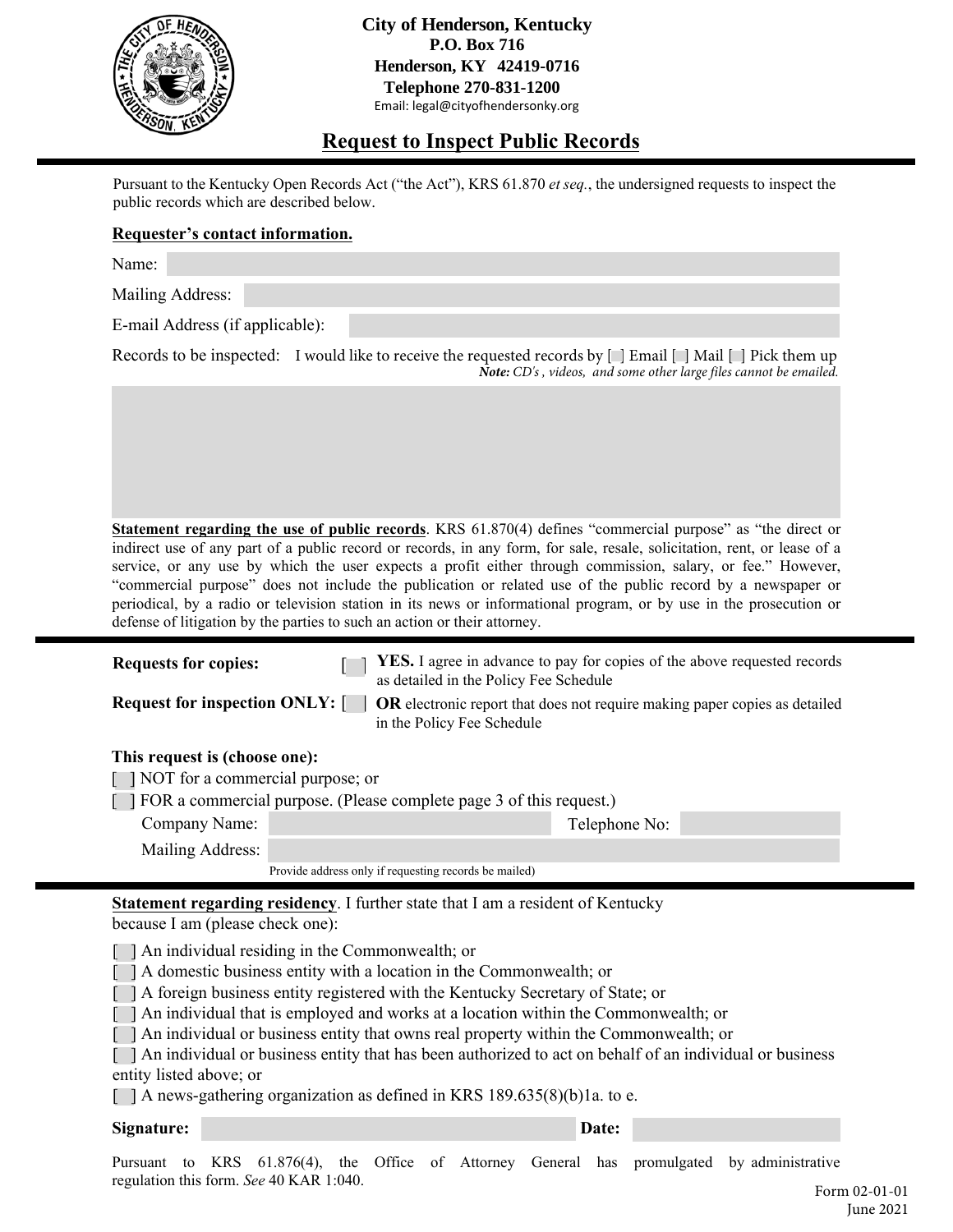**City of Henderson, Kentucky**
**P.O. Box 716**
**Henderson, KY 42419-0716**
**Telephone 270-831-1200**
Email: legal@cityofhendersonky.org

# Request to Inspect Public Records

Pursuant to the Kentucky Open Records Act ("the Act"), KRS 61.870 *et seq.*, the undersigned requests to inspect the public records which are described below.

**Requester's contact information.**

Name:

Mailing Address:

E-mail Address (if applicable):

Records to be inspected: I would like to receive the requested records by [ ] Email [ ] Mail [ ] Pick them up
***Note:*** *CD's , videos, and some other large files cannot be emailed.*

**Statement regarding the use of public records**. KRS 61.870(4) defines "commercial purpose" as "the direct or indirect use of any part of a public record or records, in any form, for sale, resale, solicitation, rent, or lease of a service, or any use by which the user expects a profit either through commission, salary, or fee." However, "commercial purpose" does not include the publication or related use of the public record by a newspaper or periodical, by a radio or television station in its news or informational program, or by use in the prosecution or defense of litigation by the parties to such an action or their attorney.

**Requests for copies:** [ ] **YES.** I agree in advance to pay for copies of the above requested records as detailed in the Policy Fee Schedule

**Request for inspection ONLY:** [ ] **OR** electronic report that does not require making paper copies as detailed in the Policy Fee Schedule

**This request is (choose one):**

[ ] NOT for a commercial purpose; or
[ ] FOR a commercial purpose. (Please complete page 3 of this request.)

Company Name: Telephone No:

Mailing Address:

Provide address only if requesting records be mailed)

**Statement regarding residency**. I further state that I am a resident of Kentucky because I am (please check one):

[ ] An individual residing in the Commonwealth; or
[ ] A domestic business entity with a location in the Commonwealth; or
[ ] A foreign business entity registered with the Kentucky Secretary of State; or
[ ] An individual that is employed and works at a location within the Commonwealth; or
[ ] An individual or business entity that owns real property within the Commonwealth; or
[ ] An individual or business entity that has been authorized to act on behalf of an individual or business entity listed above; or
[ ] A news-gathering organization as defined in KRS 189.635(8)(b)1a. to e.

**Signature:** **Date:**

Pursuant to KRS 61.876(4), the Office of Attorney General has promulgated by administrative regulation this form. *See* 40 KAR 1:040.

Form 02-01-01
June 2021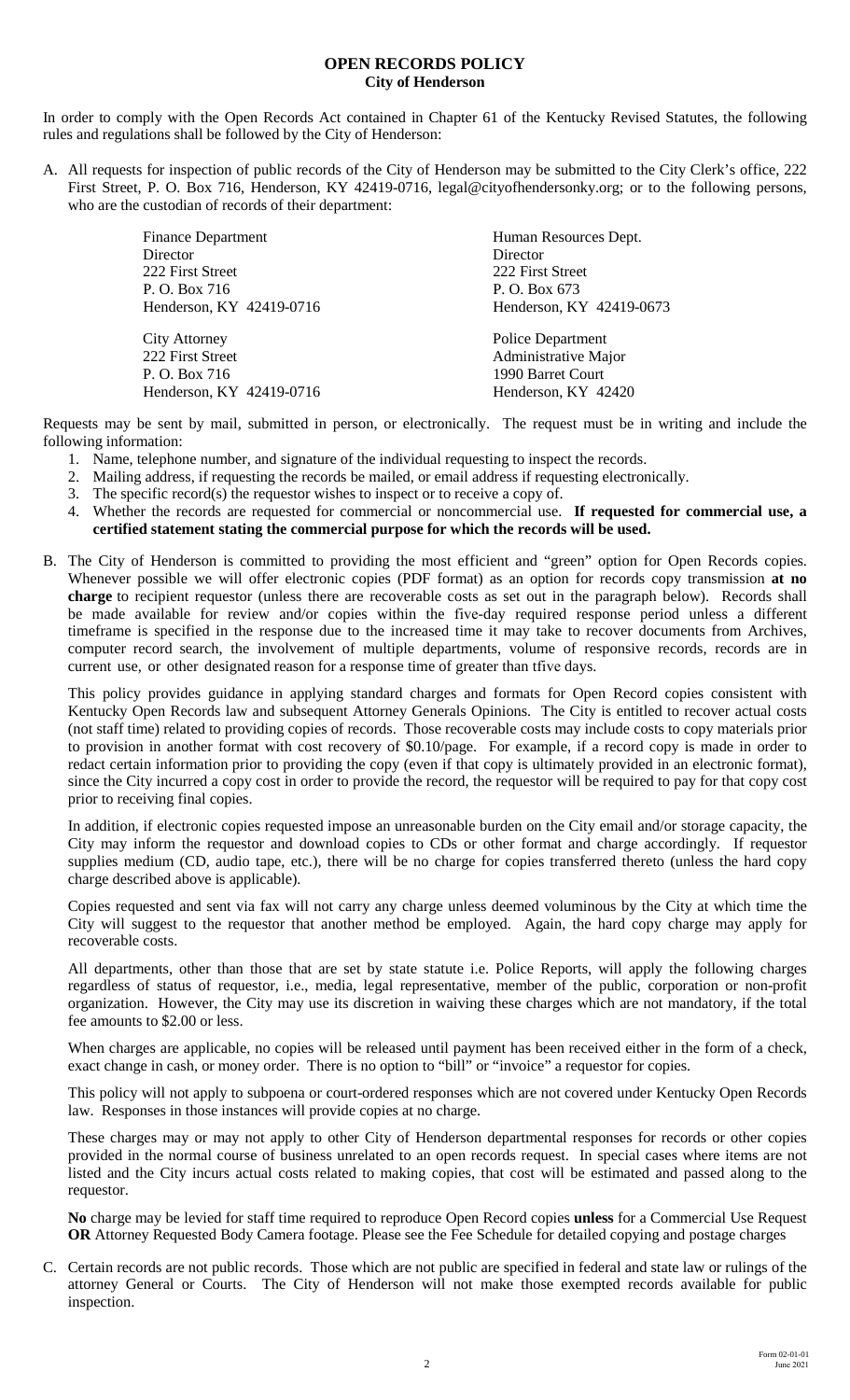# OPEN RECORDS POLICY

**City of Henderson**

In order to comply with the Open Records Act contained in Chapter 61 of the Kentucky Revised Statutes, the following rules and regulations shall be followed by the City of Henderson:

A. All requests for inspection of public records of the City of Henderson may be submitted to the City Clerk's office, 222 First Street, P. O. Box 716, Henderson, KY 42419-0716, legal@cityofhendersonky.org; or to the following persons, who are the custodian of records of their department:

| | |
|---|---|
| Finance Department<br>Director<br>222 First Street<br>P. O. Box 716<br>Henderson, KY 42419-0716 | Human Resources Dept.<br>Director<br>222 First Street<br>P. O. Box 673<br>Henderson, KY 42419-0673 |
| City Attorney<br>222 First Street<br>P. O. Box 716<br>Henderson, KY 42419-0716 | Police Department<br>Administrative Major<br>1990 Barret Court<br>Henderson, KY 42420 |

Requests may be sent by mail, submitted in person, or electronically. The request must be in writing and include the following information:

1. Name, telephone number, and signature of the individual requesting to inspect the records.
2. Mailing address, if requesting the records be mailed, or email address if requesting electronically.
3. The specific record(s) the requestor wishes to inspect or to receive a copy of.
4. Whether the records are requested for commercial or noncommercial use. **If requested for commercial use, a certified statement stating the commercial purpose for which the records will be used.**

B. The City of Henderson is committed to providing the most efficient and "green" option for Open Records copies. Whenever possible we will offer electronic copies (PDF format) as an option for records copy transmission **at no charge** to recipient requestor (unless there are recoverable costs as set out in the paragraph below). Records shall be made available for review and/or copies within the five-day required response period unless a different timeframe is specified in the response due to the increased time it may take to recover documents from Archives, computer record search, the involvement of multiple departments, volume of responsive records, records are in current use, or other designated reason for a response time of greater than tfive days.

This policy provides guidance in applying standard charges and formats for Open Record copies consistent with Kentucky Open Records law and subsequent Attorney Generals Opinions. The City is entitled to recover actual costs (not staff time) related to providing copies of records. Those recoverable costs may include costs to copy materials prior to provision in another format with cost recovery of $0.10/page. For example, if a record copy is made in order to redact certain information prior to providing the copy (even if that copy is ultimately provided in an electronic format), since the City incurred a copy cost in order to provide the record, the requestor will be required to pay for that copy cost prior to receiving final copies.

In addition, if electronic copies requested impose an unreasonable burden on the City email and/or storage capacity, the City may inform the requestor and download copies to CDs or other format and charge accordingly. If requestor supplies medium (CD, audio tape, etc.), there will be no charge for copies transferred thereto (unless the hard copy charge described above is applicable).

Copies requested and sent via fax will not carry any charge unless deemed voluminous by the City at which time the City will suggest to the requestor that another method be employed. Again, the hard copy charge may apply for recoverable costs.

All departments, other than those that are set by state statute i.e. Police Reports, will apply the following charges regardless of status of requestor, i.e., media, legal representative, member of the public, corporation or non-profit organization. However, the City may use its discretion in waiving these charges which are not mandatory, if the total fee amounts to $2.00 or less.

When charges are applicable, no copies will be released until payment has been received either in the form of a check, exact change in cash, or money order. There is no option to "bill" or "invoice" a requestor for copies.

This policy will not apply to subpoena or court-ordered responses which are not covered under Kentucky Open Records law. Responses in those instances will provide copies at no charge.

These charges may or may not apply to other City of Henderson departmental responses for records or other copies provided in the normal course of business unrelated to an open records request. In special cases where items are not listed and the City incurs actual costs related to making copies, that cost will be estimated and passed along to the requestor.

**No** charge may be levied for staff time required to reproduce Open Record copies **unless** for a Commercial Use Request **OR** Attorney Requested Body Camera footage. Please see the Fee Schedule for detailed copying and postage charges

C. Certain records are not public records. Those which are not public are specified in federal and state law or rulings of the attorney General or Courts. The City of Henderson will not make those exempted records available for public inspection.

Form 02-01-01
June 2021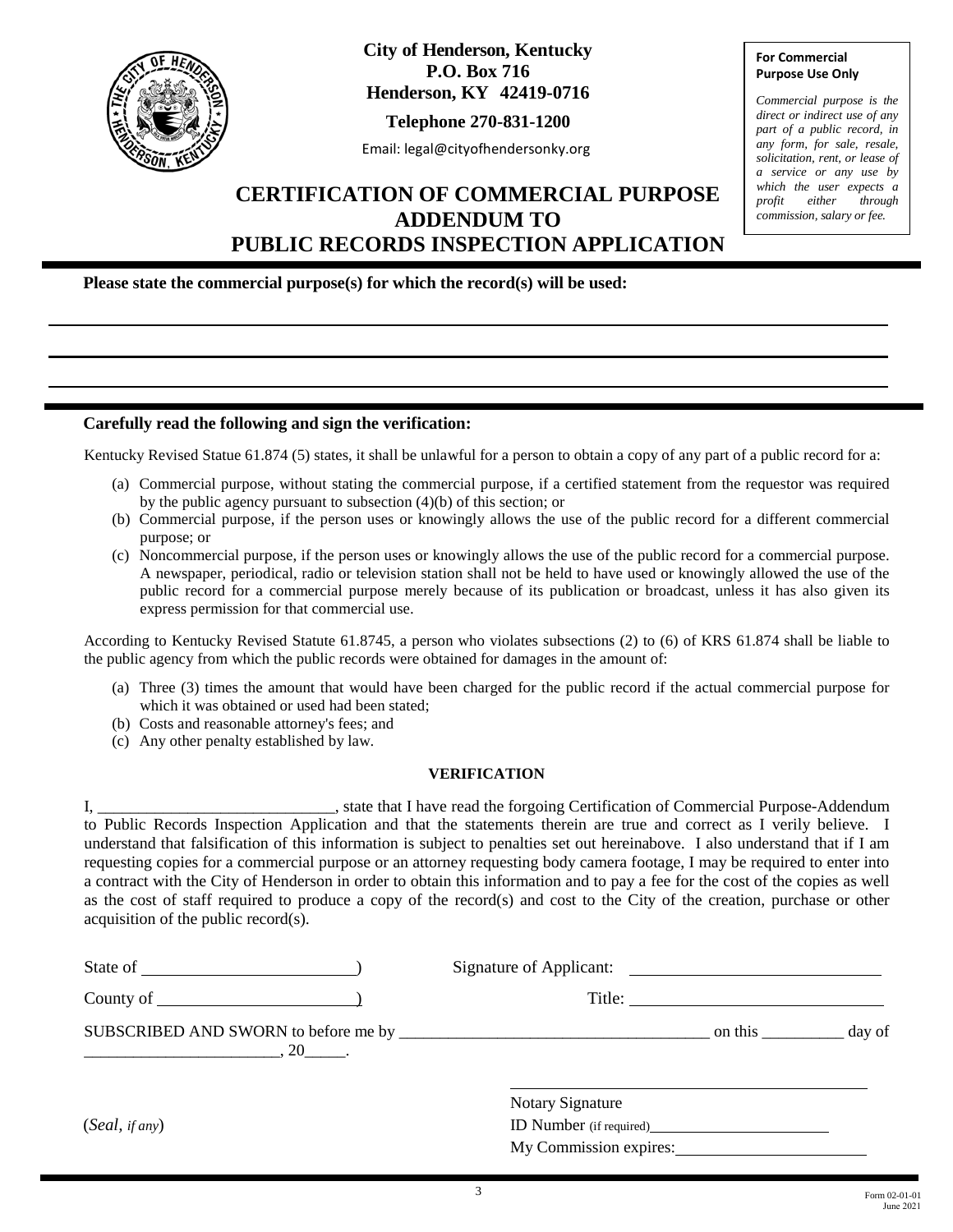**City of Henderson, Kentucky**
**P.O. Box 716**
**Henderson, KY 42419-0716**

**Telephone 270-831-1200**

Email: legal@cityofhendersonky.org

> **For Commercial Purpose Use Only**
>
> *Commercial purpose is the direct or indirect use of any part of a public record, in any form, for sale, resale, solicitation, rent, or lease of a service or any use by which the user expects a profit either through commission, salary or fee.*

# CERTIFICATION OF COMMERCIAL PURPOSE ADDENDUM TO PUBLIC RECORDS INSPECTION APPLICATION

**Please state the commercial purpose(s) for which the record(s) will be used:**

______________________________________________________________________

______________________________________________________________________

______________________________________________________________________

**Carefully read the following and sign the verification:**

Kentucky Revised Statue 61.874 (5) states, it shall be unlawful for a person to obtain a copy of any part of a public record for a:

(a) Commercial purpose, without stating the commercial purpose, if a certified statement from the requestor was required by the public agency pursuant to subsection (4)(b) of this section; or
(b) Commercial purpose, if the person uses or knowingly allows the use of the public record for a different commercial purpose; or
(c) Noncommercial purpose, if the person uses or knowingly allows the use of the public record for a commercial purpose. A newspaper, periodical, radio or television station shall not be held to have used or knowingly allowed the use of the public record for a commercial purpose merely because of its publication or broadcast, unless it has also given its express permission for that commercial use.

According to Kentucky Revised Statute 61.8745, a person who violates subsections (2) to (6) of KRS 61.874 shall be liable to the public agency from which the public records were obtained for damages in the amount of:

(a) Three (3) times the amount that would have been charged for the public record if the actual commercial purpose for which it was obtained or used had been stated;
(b) Costs and reasonable attorney's fees; and
(c) Any other penalty established by law.

**VERIFICATION**

I, ____________________________, state that I have read the forgoing Certification of Commercial Purpose-Addendum to Public Records Inspection Application and that the statements therein are true and correct as I verily believe. I understand that falsification of this information is subject to penalties set out hereinabove. I also understand that if I am requesting copies for a commercial purpose or an attorney requesting body camera footage, I may be required to enter into a contract with the City of Henderson in order to obtain this information and to pay a fee for the cost of the copies as well as the cost of staff required to produce a copy of the record(s) and cost to the City of the creation, purchase or other acquisition of the public record(s).

State of ________________________)        Signature of Applicant: ____________________________

County of ______________________)        Title: ____________________________

SUBSCRIBED AND SWORN to before me by ______________________________________ on this __________ day of ________________________, 20_____.

(*Seal, if any*)

____________________________________
Notary Signature
ID Number (if required)____________________
My Commission expires:____________________

Form 02-01-01
June 2021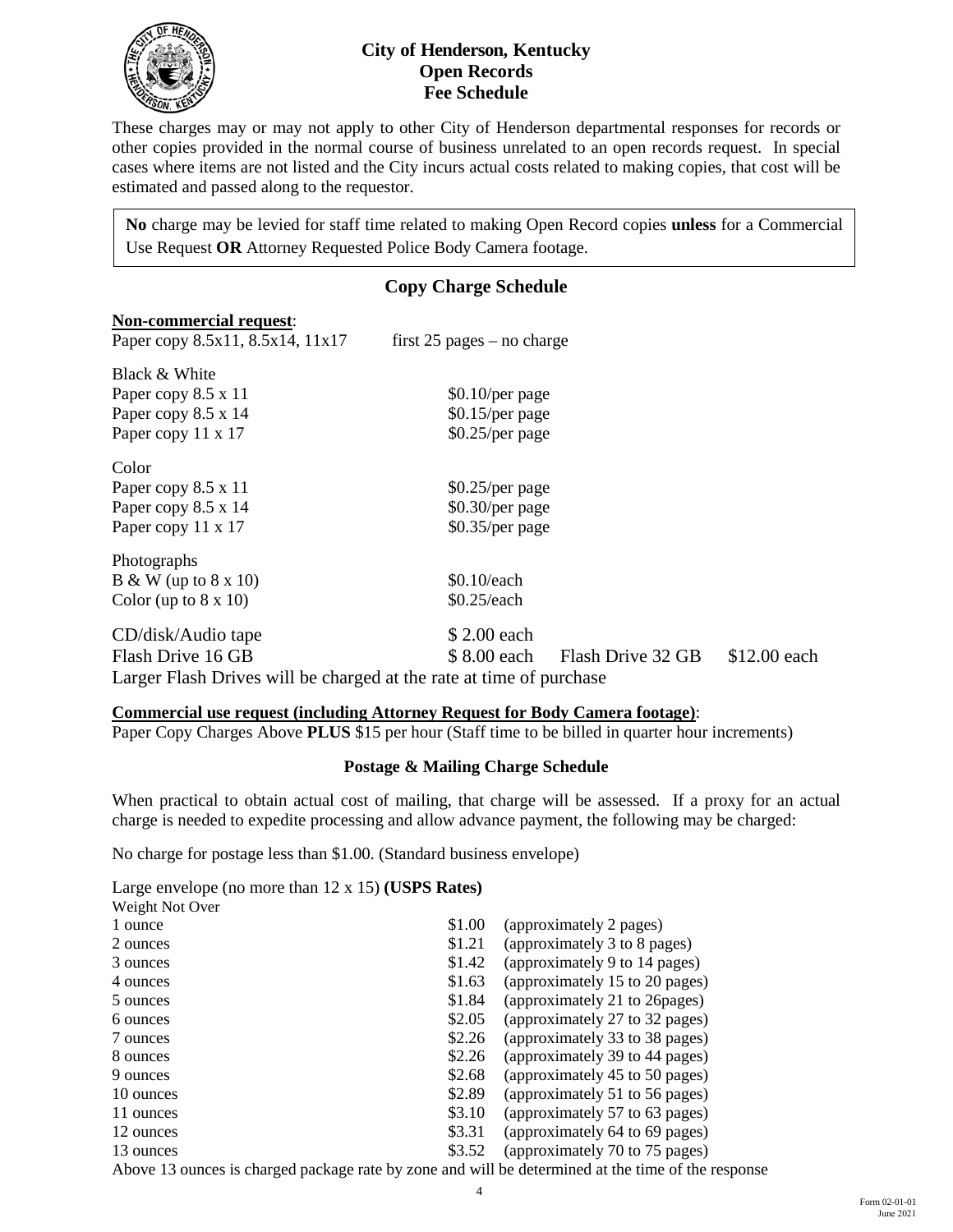# City of Henderson, Kentucky
## Open Records
## Fee Schedule

These charges may or may not apply to other City of Henderson departmental responses for records or other copies provided in the normal course of business unrelated to an open records request. In special cases where items are not listed and the City incurs actual costs related to making copies, that cost will be estimated and passed along to the requestor.

> **No** charge may be levied for staff time related to making Open Record copies **unless** for a Commercial Use Request **OR** Attorney Requested Police Body Camera footage.

### Copy Charge Schedule

**Non-commercial request**:

| | | | |
|---|---|---|---|
| Paper copy 8.5x11, 8.5x14, 11x17 | first 25 pages – no charge | | |
| **Black & White** | | | |
| Paper copy 8.5 x 11 | $0.10/per page | | |
| Paper copy 8.5 x 14 | $0.15/per page | | |
| Paper copy 11 x 17 | $0.25/per page | | |
| **Color** | | | |
| Paper copy 8.5 x 11 | $0.25/per page | | |
| Paper copy 8.5 x 14 | $0.30/per page | | |
| Paper copy 11 x 17 | $0.35/per page | | |
| **Photographs** | | | |
| B & W (up to 8 x 10) | $0.10/each | | |
| Color (up to 8 x 10) | $0.25/each | | |
| CD/disk/Audio tape | $ 2.00 each | | |
| Flash Drive 16 GB | $ 8.00 each | Flash Drive 32 GB | $12.00 each |

Larger Flash Drives will be charged at the rate at time of purchase

**Commercial use request (including Attorney Request for Body Camera footage)**:
Paper Copy Charges Above **PLUS** $15 per hour (Staff time to be billed in quarter hour increments)

### Postage & Mailing Charge Schedule

When practical to obtain actual cost of mailing, that charge will be assessed. If a proxy for an actual charge is needed to expedite processing and allow advance payment, the following may be charged:

No charge for postage less than $1.00. (Standard business envelope)

Large envelope (no more than 12 x 15) **(USPS Rates)**

| Weight Not Over | | |
|---|---|---|
| 1 ounce | $1.00 | (approximately 2 pages) |
| 2 ounces | $1.21 | (approximately 3 to 8 pages) |
| 3 ounces | $1.42 | (approximately 9 to 14 pages) |
| 4 ounces | $1.63 | (approximately 15 to 20 pages) |
| 5 ounces | $1.84 | (approximately 21 to 26pages) |
| 6 ounces | $2.05 | (approximately 27 to 32 pages) |
| 7 ounces | $2.26 | (approximately 33 to 38 pages) |
| 8 ounces | $2.26 | (approximately 39 to 44 pages) |
| 9 ounces | $2.68 | (approximately 45 to 50 pages) |
| 10 ounces | $2.89 | (approximately 51 to 56 pages) |
| 11 ounces | $3.10 | (approximately 57 to 63 pages) |
| 12 ounces | $3.31 | (approximately 64 to 69 pages) |
| 13 ounces | $3.52 | (approximately 70 to 75 pages) |

Above 13 ounces is charged package rate by zone and will be determined at the time of the response

Form 02-01-01
June 2021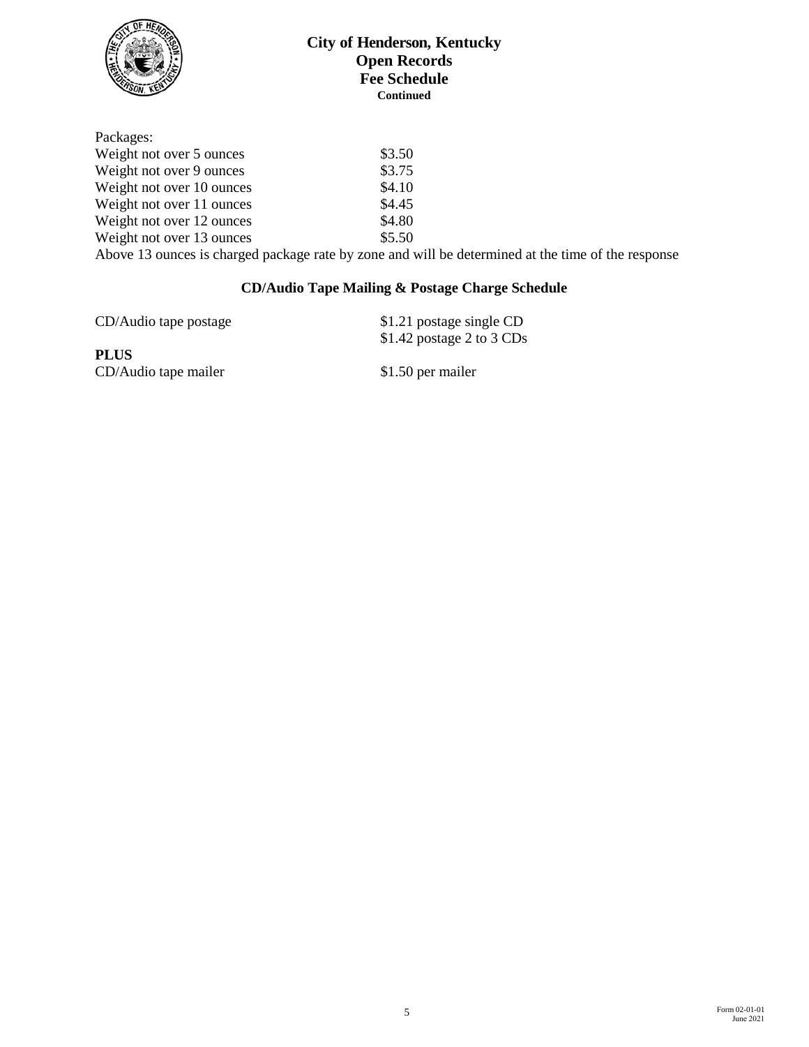# City of Henderson, Kentucky
## Open Records
## Fee Schedule
**Continued**

Packages:

| | |
|---|---|
| Weight not over 5 ounces | $3.50 |
| Weight not over 9 ounces | $3.75 |
| Weight not over 10 ounces | $4.10 |
| Weight not over 11 ounces | $4.45 |
| Weight not over 12 ounces | $4.80 |
| Weight not over 13 ounces | $5.50 |

Above 13 ounces is charged package rate by zone and will be determined at the time of the response

### CD/Audio Tape Mailing & Postage Charge Schedule

| | |
|---|---|
| CD/Audio tape postage | $1.21 postage single CD<br>$1.42 postage 2 to 3 CDs |
| **PLUS** | |
| CD/Audio tape mailer | $1.50 per mailer |

Form 02-01-01
June 2021